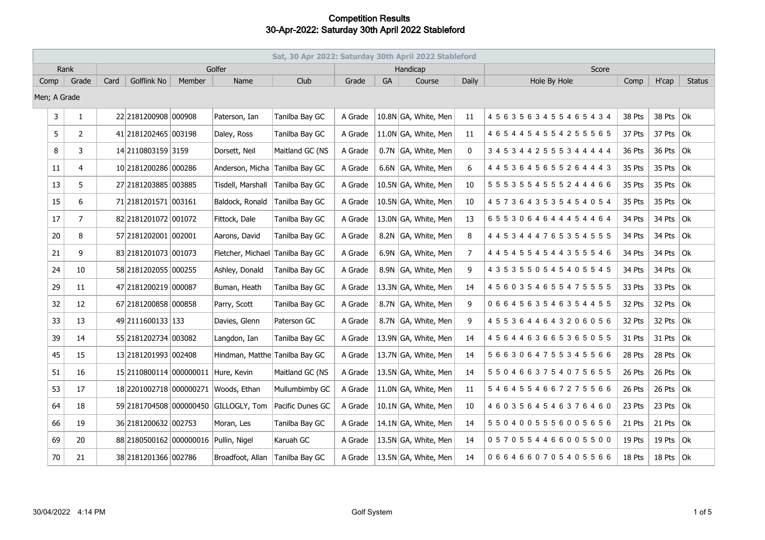# Competition Results
## 30-Apr-2022: Saturday 30th April 2022 Stableford

| Sat, 30 Apr 2022: Saturday 30th April 2022 Stableford | | | | | | | | | | | | | | | |
|---|---|---|---|---|---|---|---|---|---|---|---|---|---|---|---|
| Rank | | Golfer | | | | | Handicap | | | | Score | | | | |
| Comp | Grade | Card | Golflink No | Member | Name | Club | Grade | GA | Course | Daily | Hole By Hole | Comp | H'cap | Status | |
| Men; A Grade | | | | | | | | | | | | | | | |
| 3 | 1 | 22 | 2181200908 | 000908 | Paterson, Ian | Tanilba Bay GC | A Grade | 10.8N | GA, White, Men | 11 | 4 5 6 3 5 6 3 4 5 5 4 6 5 4 3 4 | 38 Pts | 38 Pts | Ok | |
| 5 | 2 | 41 | 2181202465 | 003198 | Daley, Ross | Tanilba Bay GC | A Grade | 11.0N | GA, White, Men | 11 | 4 6 5 4 4 5 4 5 5 4 2 5 5 5 6 5 | 37 Pts | 37 Pts | Ok | |
| 8 | 3 | 14 | 2110803159 | 3159 | Dorsett, Neil | Maitland GC (NS | A Grade | 0.7N | GA, White, Men | 0 | 3 4 5 3 4 4 2 5 5 5 3 4 4 4 4 4 | 36 Pts | 36 Pts | Ok | |
| 11 | 4 | 10 | 2181200286 | 000286 | Anderson, Micha | Tanilba Bay GC | A Grade | 6.6N | GA, White, Men | 6 | 4 4 5 3 6 4 5 6 5 5 2 6 4 4 4 3 | 35 Pts | 35 Pts | Ok | |
| 13 | 5 | 27 | 2181203885 | 003885 | Tisdell, Marshall | Tanilba Bay GC | A Grade | 10.5N | GA, White, Men | 10 | 5 5 5 3 5 5 4 5 5 5 2 4 4 4 6 6 | 35 Pts | 35 Pts | Ok | |
| 15 | 6 | 71 | 2181201571 | 003161 | Baldock, Ronald | Tanilba Bay GC | A Grade | 10.5N | GA, White, Men | 10 | 4 5 7 3 6 4 3 5 3 5 4 5 4 0 5 4 | 35 Pts | 35 Pts | Ok | |
| 17 | 7 | 82 | 2181201072 | 001072 | Fittock, Dale | Tanilba Bay GC | A Grade | 13.0N | GA, White, Men | 13 | 6 5 5 3 0 6 4 6 4 4 4 5 4 4 6 4 | 34 Pts | 34 Pts | Ok | |
| 20 | 8 | 57 | 2181202001 | 002001 | Aarons, David | Tanilba Bay GC | A Grade | 8.2N | GA, White, Men | 8 | 4 4 5 3 4 4 4 7 6 5 3 5 4 5 5 5 | 34 Pts | 34 Pts | Ok | |
| 21 | 9 | 83 | 2181201073 | 001073 | Fletcher, Michael | Tanilba Bay GC | A Grade | 6.9N | GA, White, Men | 7 | 4 4 5 4 5 5 4 5 4 4 3 5 5 5 4 6 | 34 Pts | 34 Pts | Ok | |
| 24 | 10 | 58 | 2181202055 | 000255 | Ashley, Donald | Tanilba Bay GC | A Grade | 8.9N | GA, White, Men | 9 | 4 3 5 3 5 5 0 5 4 5 4 0 5 5 4 5 | 34 Pts | 34 Pts | Ok | |
| 29 | 11 | 47 | 2181200219 | 000087 | Buman, Heath | Tanilba Bay GC | A Grade | 13.3N | GA, White, Men | 14 | 4 5 6 0 3 5 4 6 5 5 4 7 5 5 5 5 | 33 Pts | 33 Pts | Ok | |
| 32 | 12 | 67 | 2181200858 | 000858 | Parry, Scott | Tanilba Bay GC | A Grade | 8.7N | GA, White, Men | 9 | 0 6 6 4 5 6 3 5 4 6 3 5 4 4 5 5 | 32 Pts | 32 Pts | Ok | |
| 33 | 13 | 49 | 2111600133 | 133 | Davies, Glenn | Paterson GC | A Grade | 8.7N | GA, White, Men | 9 | 4 5 5 3 6 4 4 6 4 3 2 0 6 0 5 6 | 32 Pts | 32 Pts | Ok | |
| 39 | 14 | 55 | 2181202734 | 003082 | Langdon, Ian | Tanilba Bay GC | A Grade | 13.9N | GA, White, Men | 14 | 4 5 6 4 4 6 3 6 6 5 3 6 5 0 5 5 | 31 Pts | 31 Pts | Ok | |
| 45 | 15 | 13 | 2181201993 | 002408 | Hindman, Matthe | Tanilba Bay GC | A Grade | 13.7N | GA, White, Men | 14 | 5 6 6 3 0 6 4 7 5 5 3 4 5 5 6 6 | 28 Pts | 28 Pts | Ok | |
| 51 | 16 | 15 | 2110800114 | 000000011 | Hure, Kevin | Maitland GC (NS | A Grade | 13.5N | GA, White, Men | 14 | 5 5 0 4 6 6 3 7 5 4 0 7 5 6 5 5 | 26 Pts | 26 Pts | Ok | |
| 53 | 17 | 18 | 2201002718 | 000000271 | Woods, Ethan | Mullumbimby GC | A Grade | 11.0N | GA, White, Men | 11 | 5 4 6 4 5 5 4 6 6 7 2 7 5 5 6 6 | 26 Pts | 26 Pts | Ok | |
| 64 | 18 | 59 | 2181704508 | 000000450 | GILLOGLY, Tom | Pacific Dunes GC | A Grade | 10.1N | GA, White, Men | 10 | 4 6 0 3 5 6 4 5 4 6 3 7 6 4 6 0 | 23 Pts | 23 Pts | Ok | |
| 66 | 19 | 36 | 2181200632 | 002753 | Moran, Les | Tanilba Bay GC | A Grade | 14.1N | GA, White, Men | 14 | 5 5 0 4 0 0 5 5 5 6 0 0 5 6 5 6 | 21 Pts | 21 Pts | Ok | |
| 69 | 20 | 88 | 2180500162 | 000000016 | Pullin, Nigel | Karuah GC | A Grade | 13.5N | GA, White, Men | 14 | 0 5 7 0 5 5 4 4 6 6 0 0 5 5 0 0 | 19 Pts | 19 Pts | Ok | |
| 70 | 21 | 38 | 2181201366 | 002786 | Broadfoot, Allan | Tanilba Bay GC | A Grade | 13.5N | GA, White, Men | 14 | 0 6 6 4 6 6 0 7 0 5 4 0 5 5 6 6 | 18 Pts | 18 Pts | Ok | |

30/04/2022 4:14 PM Golf System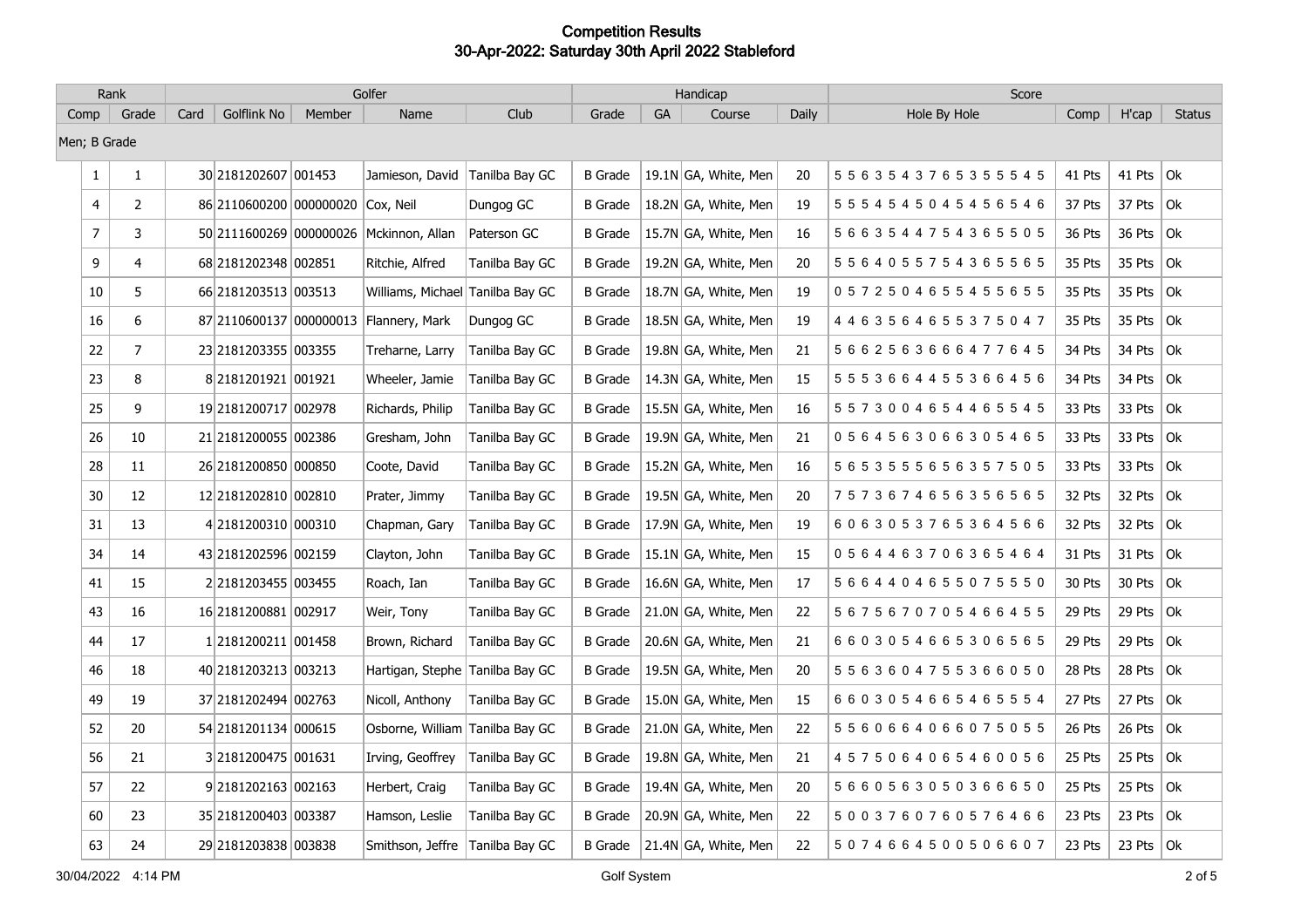# Competition Results
## 30-Apr-2022: Saturday 30th April 2022 Stableford

| Rank | | Golfer | | | | | Handicap | | | | Score | | | |
|---|---|---|---|---|---|---|---|---|---|---|---|---|---|---|
| Comp | Grade | Card | Golflink No | Member | Name | Club | Grade | GA | Course | Daily | Hole By Hole | Comp | H'cap | Status |
| Men; B Grade | | | | | | | | | | | | | | |
| 1 | 1 | 30 | 2181202607 | 001453 | Jamieson, David | Tanilba Bay GC | B Grade | 19.1N | GA, White, Men | 20 | 5 5 6 3 5 4 3 7 6 5 3 5 5 5 4 5 | 41 Pts | 41 Pts | Ok |
| 4 | 2 | 86 | 2110600200 | 000000020 | Cox, Neil | Dungog GC | B Grade | 18.2N | GA, White, Men | 19 | 5 5 5 4 5 4 5 0 4 5 4 5 6 5 4 6 | 37 Pts | 37 Pts | Ok |
| 7 | 3 | 50 | 2111600269 | 000000026 | Mckinnon, Allan | Paterson GC | B Grade | 15.7N | GA, White, Men | 16 | 5 6 6 3 5 4 4 7 5 4 3 6 5 5 0 5 | 36 Pts | 36 Pts | Ok |
| 9 | 4 | 68 | 2181202348 | 002851 | Ritchie, Alfred | Tanilba Bay GC | B Grade | 19.2N | GA, White, Men | 20 | 5 5 6 4 0 5 5 7 5 4 3 6 5 5 6 5 | 35 Pts | 35 Pts | Ok |
| 10 | 5 | 66 | 2181203513 | 003513 | Williams, Michael | Tanilba Bay GC | B Grade | 18.7N | GA, White, Men | 19 | 0 5 7 2 5 0 4 6 5 5 4 5 5 6 5 5 | 35 Pts | 35 Pts | Ok |
| 16 | 6 | 87 | 2110600137 | 000000013 | Flannery, Mark | Dungog GC | B Grade | 18.5N | GA, White, Men | 19 | 4 4 6 3 5 6 4 6 5 5 3 7 5 0 4 7 | 35 Pts | 35 Pts | Ok |
| 22 | 7 | 23 | 2181203355 | 003355 | Treharne, Larry | Tanilba Bay GC | B Grade | 19.8N | GA, White, Men | 21 | 5 6 6 2 5 6 3 6 6 6 4 7 7 6 4 5 | 34 Pts | 34 Pts | Ok |
| 23 | 8 | 8 | 2181201921 | 001921 | Wheeler, Jamie | Tanilba Bay GC | B Grade | 14.3N | GA, White, Men | 15 | 5 5 5 3 6 6 4 4 5 5 3 6 6 4 5 6 | 34 Pts | 34 Pts | Ok |
| 25 | 9 | 19 | 2181200717 | 002978 | Richards, Philip | Tanilba Bay GC | B Grade | 15.5N | GA, White, Men | 16 | 5 5 7 3 0 0 4 6 5 4 4 6 5 5 4 5 | 33 Pts | 33 Pts | Ok |
| 26 | 10 | 21 | 2181200055 | 002386 | Gresham, John | Tanilba Bay GC | B Grade | 19.9N | GA, White, Men | 21 | 0 5 6 4 5 6 3 0 6 6 3 0 5 4 6 5 | 33 Pts | 33 Pts | Ok |
| 28 | 11 | 26 | 2181200850 | 000850 | Coote, David | Tanilba Bay GC | B Grade | 15.2N | GA, White, Men | 16 | 5 6 5 3 5 5 5 6 5 6 3 5 7 5 0 5 | 33 Pts | 33 Pts | Ok |
| 30 | 12 | 12 | 2181202810 | 002810 | Prater, Jimmy | Tanilba Bay GC | B Grade | 19.5N | GA, White, Men | 20 | 7 5 7 3 6 7 4 6 5 6 3 5 6 5 6 5 | 32 Pts | 32 Pts | Ok |
| 31 | 13 | 4 | 2181200310 | 000310 | Chapman, Gary | Tanilba Bay GC | B Grade | 17.9N | GA, White, Men | 19 | 6 0 6 3 0 5 3 7 6 5 3 6 4 5 6 6 | 32 Pts | 32 Pts | Ok |
| 34 | 14 | 43 | 2181202596 | 002159 | Clayton, John | Tanilba Bay GC | B Grade | 15.1N | GA, White, Men | 15 | 0 5 6 4 4 6 3 7 0 6 3 6 5 4 6 4 | 31 Pts | 31 Pts | Ok |
| 41 | 15 | 2 | 2181203455 | 003455 | Roach, Ian | Tanilba Bay GC | B Grade | 16.6N | GA, White, Men | 17 | 5 6 6 4 4 0 4 6 5 5 0 7 5 5 5 0 | 30 Pts | 30 Pts | Ok |
| 43 | 16 | 16 | 2181200881 | 002917 | Weir, Tony | Tanilba Bay GC | B Grade | 21.0N | GA, White, Men | 22 | 5 6 7 5 6 7 0 7 0 5 4 6 6 4 5 5 | 29 Pts | 29 Pts | Ok |
| 44 | 17 | 1 | 2181200211 | 001458 | Brown, Richard | Tanilba Bay GC | B Grade | 20.6N | GA, White, Men | 21 | 6 6 0 3 0 5 4 6 6 5 3 0 6 5 6 5 | 29 Pts | 29 Pts | Ok |
| 46 | 18 | 40 | 2181203213 | 003213 | Hartigan, Stephe | Tanilba Bay GC | B Grade | 19.5N | GA, White, Men | 20 | 5 5 6 3 6 0 4 7 5 5 3 6 6 0 5 0 | 28 Pts | 28 Pts | Ok |
| 49 | 19 | 37 | 2181202494 | 002763 | Nicoll, Anthony | Tanilba Bay GC | B Grade | 15.0N | GA, White, Men | 15 | 6 6 0 3 0 5 4 6 6 5 4 6 5 5 5 4 | 27 Pts | 27 Pts | Ok |
| 52 | 20 | 54 | 2181201134 | 000615 | Osborne, William | Tanilba Bay GC | B Grade | 21.0N | GA, White, Men | 22 | 5 5 6 0 6 6 4 0 6 6 0 7 5 0 5 5 | 26 Pts | 26 Pts | Ok |
| 56 | 21 | 3 | 2181200475 | 001631 | Irving, Geoffrey | Tanilba Bay GC | B Grade | 19.8N | GA, White, Men | 21 | 4 5 7 5 0 6 4 0 6 5 4 6 0 0 5 6 | 25 Pts | 25 Pts | Ok |
| 57 | 22 | 9 | 2181202163 | 002163 | Herbert, Craig | Tanilba Bay GC | B Grade | 19.4N | GA, White, Men | 20 | 5 6 6 0 5 6 3 0 5 0 3 6 6 6 5 0 | 25 Pts | 25 Pts | Ok |
| 60 | 23 | 35 | 2181200403 | 003387 | Hamson, Leslie | Tanilba Bay GC | B Grade | 20.9N | GA, White, Men | 22 | 5 0 0 3 7 6 0 7 6 0 5 7 6 4 6 6 | 23 Pts | 23 Pts | Ok |
| 63 | 24 | 29 | 2181203838 | 003838 | Smithson, Jeffre | Tanilba Bay GC | B Grade | 21.4N | GA, White, Men | 22 | 5 0 7 4 6 6 4 5 0 0 5 0 6 6 0 7 | 23 Pts | 23 Pts | Ok |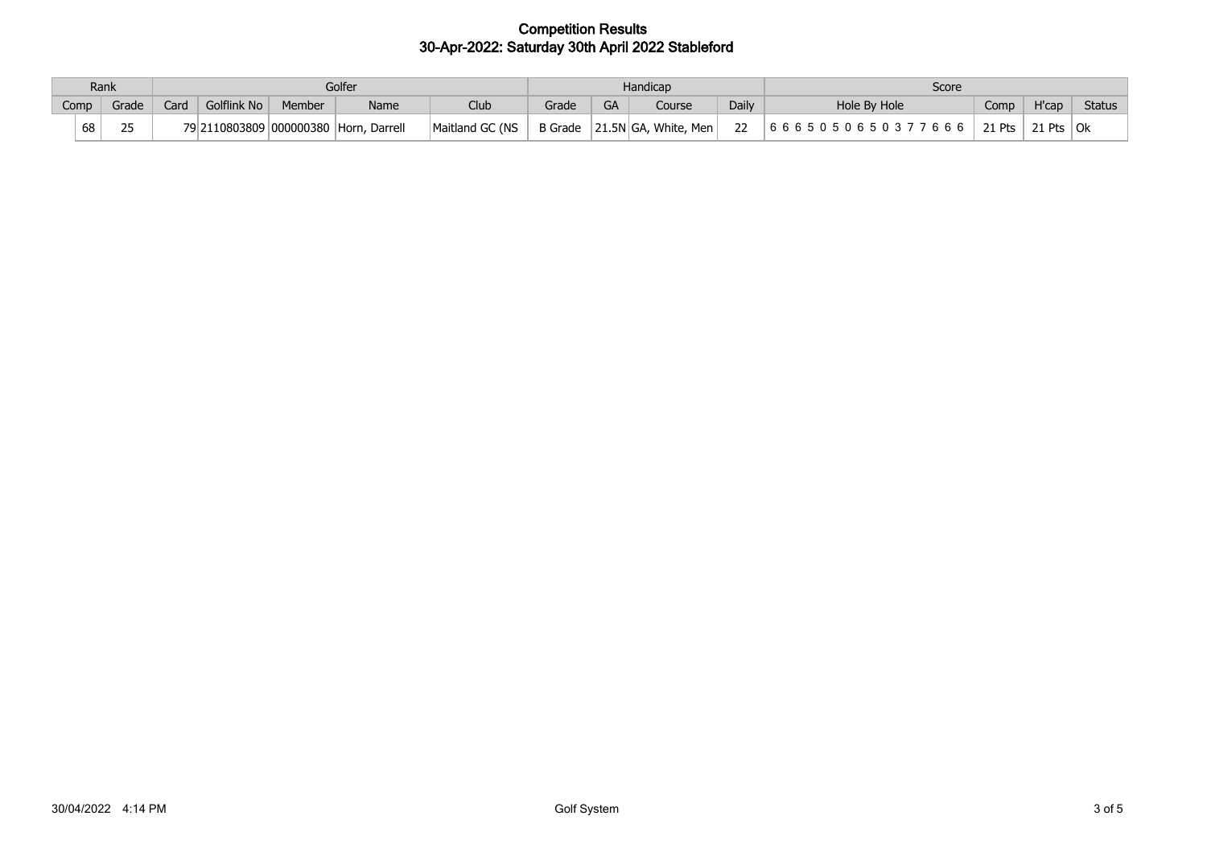# Competition Results
## 30-Apr-2022: Saturday 30th April 2022 Stableford

| Rank | | Golfer | | | | | Handicap | | | | Score | | | |
|---|---|---|---|---|---|---|---|---|---|---|---|---|---|---|
| Comp | Grade | Card | Golflink No | Member | Name | Club | Grade | GA | Course | Daily | Hole By Hole | Comp | H'cap | Status |
| 68 | 25 | 79 | 2110803809 | 000000380 | Horn, Darrell | Maitland GC (NS | B Grade | 21.5N | GA, White, Men | 22 | 6 6 6 5 0 5 0 6 5 0 3 7 7 6 6 6 | 21 Pts | 21 Pts | Ok |

30/04/2022 4:14 PM Golf System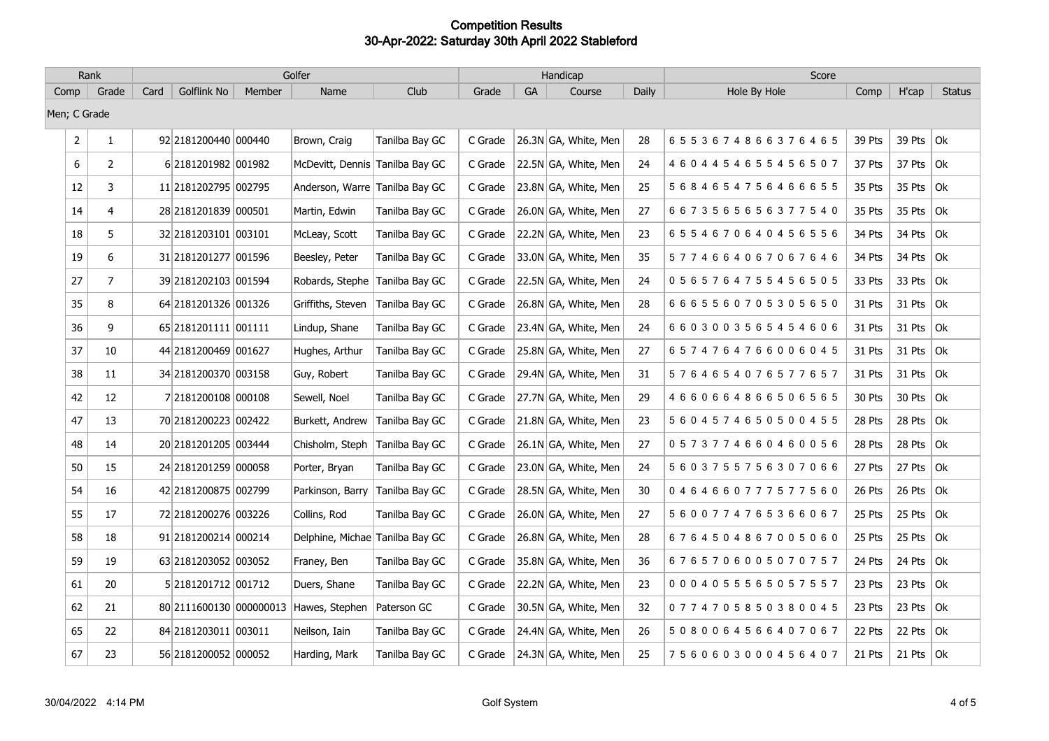# Competition Results
## 30-Apr-2022: Saturday 30th April 2022 Stableford

| Rank | | Golfer | | | | | Handicap | | | | Score | | | |
|---|---|---|---|---|---|---|---|---|---|---|---|---|---|---|
| Comp | Grade | Card | Golflink No | Member | Name | Club | Grade | GA | Course | Daily | Hole By Hole | Comp | H'cap | Status |
| Men; C Grade | | | | | | | | | | | | | | |
| 2 | 1 | 92 | 2181200440 | 000440 | Brown, Craig | Tanilba Bay GC | C Grade | 26.3N | GA, White, Men | 28 | 6 5 5 3 6 7 4 8 6 6 3 7 6 4 6 5 | 39 Pts | 39 Pts | Ok |
| 6 | 2 | 6 | 2181201982 | 001982 | McDevitt, Dennis | Tanilba Bay GC | C Grade | 22.5N | GA, White, Men | 24 | 4 6 0 4 4 5 4 6 5 5 4 5 6 5 0 7 | 37 Pts | 37 Pts | Ok |
| 12 | 3 | 11 | 2181202795 | 002795 | Anderson, Warre | Tanilba Bay GC | C Grade | 23.8N | GA, White, Men | 25 | 5 6 8 4 6 5 4 7 5 6 4 6 6 6 5 5 | 35 Pts | 35 Pts | Ok |
| 14 | 4 | 28 | 2181201839 | 000501 | Martin, Edwin | Tanilba Bay GC | C Grade | 26.0N | GA, White, Men | 27 | 6 6 7 3 5 6 5 6 5 6 3 7 7 5 4 0 | 35 Pts | 35 Pts | Ok |
| 18 | 5 | 32 | 2181203101 | 003101 | McLeay, Scott | Tanilba Bay GC | C Grade | 22.2N | GA, White, Men | 23 | 6 5 5 4 6 7 0 6 4 0 4 5 6 5 5 6 | 34 Pts | 34 Pts | Ok |
| 19 | 6 | 31 | 2181201277 | 001596 | Beesley, Peter | Tanilba Bay GC | C Grade | 33.0N | GA, White, Men | 35 | 5 7 7 4 6 6 4 0 6 7 0 6 7 6 4 6 | 34 Pts | 34 Pts | Ok |
| 27 | 7 | 39 | 2181202103 | 001594 | Robards, Stephe | Tanilba Bay GC | C Grade | 22.5N | GA, White, Men | 24 | 0 5 6 5 7 6 4 7 5 5 4 5 6 5 0 5 | 33 Pts | 33 Pts | Ok |
| 35 | 8 | 64 | 2181201326 | 001326 | Griffiths, Steven | Tanilba Bay GC | C Grade | 26.8N | GA, White, Men | 28 | 6 6 6 5 5 6 0 7 0 5 3 0 5 6 5 0 | 31 Pts | 31 Pts | Ok |
| 36 | 9 | 65 | 2181201111 | 001111 | Lindup, Shane | Tanilba Bay GC | C Grade | 23.4N | GA, White, Men | 24 | 6 6 0 3 0 0 3 5 6 5 4 5 4 6 0 6 | 31 Pts | 31 Pts | Ok |
| 37 | 10 | 44 | 2181200469 | 001627 | Hughes, Arthur | Tanilba Bay GC | C Grade | 25.8N | GA, White, Men | 27 | 6 5 7 4 7 6 4 7 6 6 0 0 6 0 4 5 | 31 Pts | 31 Pts | Ok |
| 38 | 11 | 34 | 2181200370 | 003158 | Guy, Robert | Tanilba Bay GC | C Grade | 29.4N | GA, White, Men | 31 | 5 7 6 4 6 5 4 0 7 6 5 7 7 6 5 7 | 31 Pts | 31 Pts | Ok |
| 42 | 12 | 7 | 2181200108 | 000108 | Sewell, Noel | Tanilba Bay GC | C Grade | 27.7N | GA, White, Men | 29 | 4 6 6 0 6 6 4 8 6 6 5 0 6 5 6 5 | 30 Pts | 30 Pts | Ok |
| 47 | 13 | 70 | 2181200223 | 002422 | Burkett, Andrew | Tanilba Bay GC | C Grade | 21.8N | GA, White, Men | 23 | 5 6 0 4 5 7 4 6 5 0 5 0 0 4 5 5 | 28 Pts | 28 Pts | Ok |
| 48 | 14 | 20 | 2181201205 | 003444 | Chisholm, Steph | Tanilba Bay GC | C Grade | 26.1N | GA, White, Men | 27 | 0 5 7 3 7 7 4 6 6 0 4 6 0 0 5 6 | 28 Pts | 28 Pts | Ok |
| 50 | 15 | 24 | 2181201259 | 000058 | Porter, Bryan | Tanilba Bay GC | C Grade | 23.0N | GA, White, Men | 24 | 5 6 0 3 7 5 5 7 5 6 3 0 7 0 6 6 | 27 Pts | 27 Pts | Ok |
| 54 | 16 | 42 | 2181200875 | 002799 | Parkinson, Barry | Tanilba Bay GC | C Grade | 28.5N | GA, White, Men | 30 | 0 4 6 4 6 6 0 7 7 7 5 7 7 5 6 0 | 26 Pts | 26 Pts | Ok |
| 55 | 17 | 72 | 2181200276 | 003226 | Collins, Rod | Tanilba Bay GC | C Grade | 26.0N | GA, White, Men | 27 | 5 6 0 0 7 7 4 7 6 5 3 6 6 0 6 7 | 25 Pts | 25 Pts | Ok |
| 58 | 18 | 91 | 2181200214 | 000214 | Delphine, Michae | Tanilba Bay GC | C Grade | 26.8N | GA, White, Men | 28 | 6 7 6 4 5 0 4 8 6 7 0 0 5 0 6 0 | 25 Pts | 25 Pts | Ok |
| 59 | 19 | 63 | 2181203052 | 003052 | Franey, Ben | Tanilba Bay GC | C Grade | 35.8N | GA, White, Men | 36 | 6 7 6 5 7 0 6 0 0 5 0 7 0 7 5 7 | 24 Pts | 24 Pts | Ok |
| 61 | 20 | 5 | 2181201712 | 001712 | Duers, Shane | Tanilba Bay GC | C Grade | 22.2N | GA, White, Men | 23 | 0 0 0 4 0 5 5 5 6 5 0 5 7 5 5 7 | 23 Pts | 23 Pts | Ok |
| 62 | 21 | 80 | 2111600130 | 000000013 | Hawes, Stephen | Paterson GC | C Grade | 30.5N | GA, White, Men | 32 | 0 7 7 4 7 0 5 8 5 0 3 8 0 0 4 5 | 23 Pts | 23 Pts | Ok |
| 65 | 22 | 84 | 2181203011 | 003011 | Neilson, Iain | Tanilba Bay GC | C Grade | 24.4N | GA, White, Men | 26 | 5 0 8 0 0 6 4 5 6 6 4 0 7 0 6 7 | 22 Pts | 22 Pts | Ok |
| 67 | 23 | 56 | 2181200052 | 000052 | Harding, Mark | Tanilba Bay GC | C Grade | 24.3N | GA, White, Men | 25 | 7 5 6 0 6 0 3 0 0 0 4 5 6 4 0 7 | 21 Pts | 21 Pts | Ok |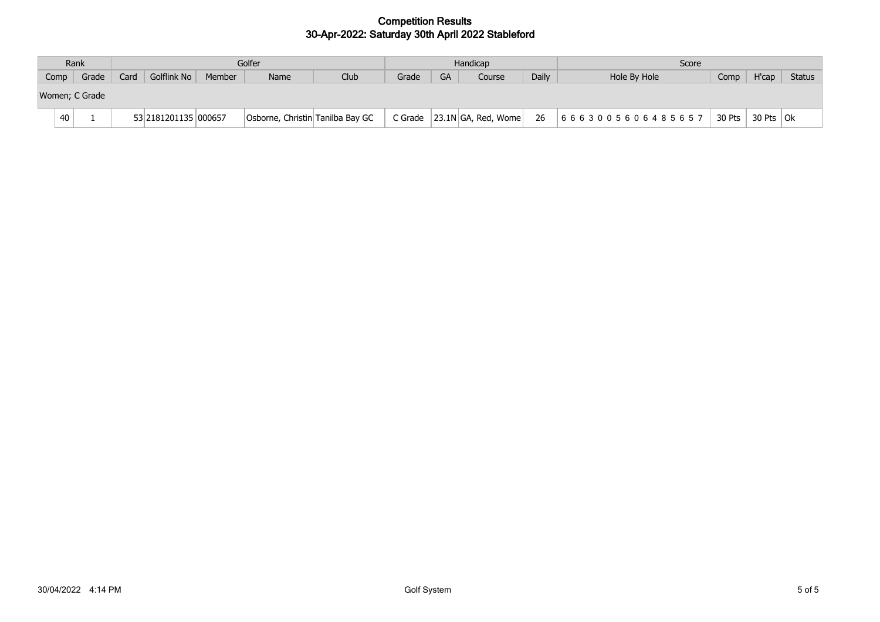# Competition Results
## 30-Apr-2022: Saturday 30th April 2022 Stableford

| Rank | | Golfer | | | | | Handicap | | | | Score | | | |
|---|---|---|---|---|---|---|---|---|---|---|---|---|---|---|
| Comp | Grade | Card | Golflink No | Member | Name | Club | Grade | GA | Course | Daily | Hole By Hole | Comp | H'cap | Status |
| Women; C Grade | | | | | | | | | | | | | | |
| 40 | 1 | 53 | 2181201135 | 000657 | Osborne, Christin | Tanilba Bay GC | C Grade | 23.1N | GA, Red, Wome | 26 | 6 6 6 3 0 0 5 6 0 6 4 8 5 6 5 7 | 30 Pts | 30 Pts | Ok |

30/04/2022 4:14 PM Golf System